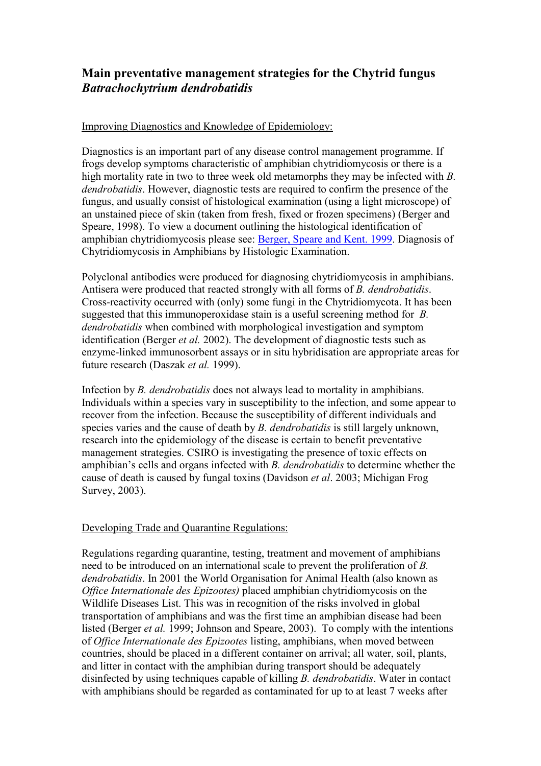# Main preventative management strategies for the Chytrid fungus *Batrachochytrium dendrobatidis*

## Improving Diagnostics and Knowledge of Epidemiology:

Diagnostics is an important part of any disease control management programme. If frogs develop symptoms characteristic of amphibian chytridiomycosis or there is a high mortality rate in two to three week old metamorphs they may be infected with *B. dendrobatidis*. However, diagnostic tests are required to confirm the presence of the fungus, and usually consist of histological examination (using a light microscope) of an unstained piece of skin (taken from fresh, fixed or frozen specimens) (Berger and Speare, 1998). To view a document outlining the histological identification of amphibian chytridiomycosis please see: [Berger, Speare and Kent. 1999](). Diagnosis of Chytridiomycosis in Amphibians by Histologic Examination.

Polyclonal antibodies were produced for diagnosing chytridiomycosis in amphibians. Antisera were produced that reacted strongly with all forms of *B. dendrobatidis*. Cross-reactivity occurred with (only) some fungi in the Chytridiomycota. It has been suggested that this immunoperoxidase stain is a useful screening method for *B. dendrobatidis* when combined with morphological investigation and symptom identification (Berger *et al.* 2002). The development of diagnostic tests such as enzyme-linked immunosorbent assays or in situ hybridisation are appropriate areas for future research (Daszak *et al.* 1999).

Infection by *B. dendrobatidis* does not always lead to mortality in amphibians. Individuals within a species vary in susceptibility to the infection, and some appear to recover from the infection. Because the susceptibility of different individuals and species varies and the cause of death by *B. dendrobatidis* is still largely unknown, research into the epidemiology of the disease is certain to benefit preventative management strategies. CSIRO is investigating the presence of toxic effects on amphibian's cells and organs infected with *B. dendrobatidis* to determine whether the cause of death is caused by fungal toxins (Davidson *et al*. 2003; Michigan Frog Survey, 2003).

## Developing Trade and Quarantine Regulations:

Regulations regarding quarantine, testing, treatment and movement of amphibians need to be introduced on an international scale to prevent the proliferation of *B. dendrobatidis*. In 2001 the World Organisation for Animal Health (also known as *Office Internationale des Epizootes)* placed amphibian chytridiomycosis on the Wildlife Diseases List. This was in recognition of the risks involved in global transportation of amphibians and was the first time an amphibian disease had been listed (Berger *et al.* 1999; Johnson and Speare, 2003). To comply with the intentions of *Office Internationale des Epizootes* listing, amphibians, when moved between countries, should be placed in a different container on arrival; all water, soil, plants, and litter in contact with the amphibian during transport should be adequately disinfected by using techniques capable of killing *B. dendrobatidis*. Water in contact with amphibians should be regarded as contaminated for up to at least 7 weeks after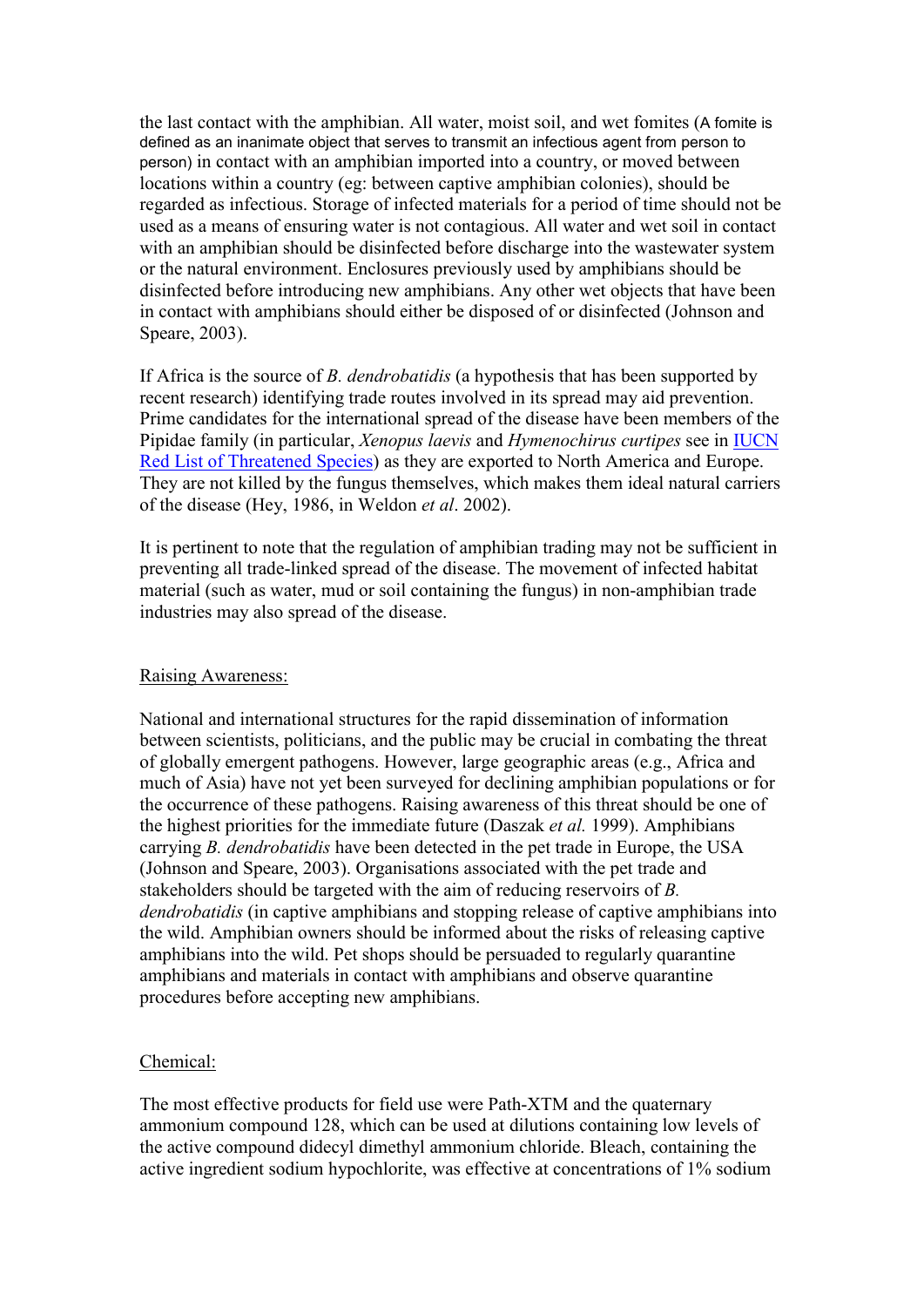the last contact with the amphibian. All water, moist soil, and wet fomites (A fomite is defined as an inanimate object that serves to transmit an infectious agent from person to person) in contact with an amphibian imported into a country, or moved between locations within a country (eg: between captive amphibian colonies), should be regarded as infectious. Storage of infected materials for a period of time should not be used as a means of ensuring water is not contagious. All water and wet soil in contact with an amphibian should be disinfected before discharge into the wastewater system or the natural environment. Enclosures previously used by amphibians should be disinfected before introducing new amphibians. Any other wet objects that have been in contact with amphibians should either be disposed of or disinfected (Johnson and Speare, 2003).

If Africa is the source of *B. dendrobatidis* (a hypothesis that has been supported by recent research) identifying trade routes involved in its spread may aid prevention. Prime candidates for the international spread of the disease have been members of the Pipidae family (in particular, *Xenopus laevis* and *Hymenochirus curtipes* see in [IUCN Red List of Threatened Species]) as they are exported to North America and Europe. They are not killed by the fungus themselves, which makes them ideal natural carriers of the disease (Hey, 1986, in Weldon *et al*. 2002).

It is pertinent to note that the regulation of amphibian trading may not be sufficient in preventing all trade-linked spread of the disease. The movement of infected habitat material (such as water, mud or soil containing the fungus) in non-amphibian trade industries may also spread of the disease.

## Raising Awareness:

National and international structures for the rapid dissemination of information between scientists, politicians, and the public may be crucial in combating the threat of globally emergent pathogens. However, large geographic areas (e.g., Africa and much of Asia) have not yet been surveyed for declining amphibian populations or for the occurrence of these pathogens. Raising awareness of this threat should be one of the highest priorities for the immediate future (Daszak *et al.* 1999). Amphibians carrying *B. dendrobatidis* have been detected in the pet trade in Europe, the USA (Johnson and Speare, 2003). Organisations associated with the pet trade and stakeholders should be targeted with the aim of reducing reservoirs of *B. dendrobatidis* (in captive amphibians and stopping release of captive amphibians into the wild. Amphibian owners should be informed about the risks of releasing captive amphibians into the wild. Pet shops should be persuaded to regularly quarantine amphibians and materials in contact with amphibians and observe quarantine procedures before accepting new amphibians.

## Chemical:

The most effective products for field use were Path-XTM and the quaternary ammonium compound 128, which can be used at dilutions containing low levels of the active compound didecyl dimethyl ammonium chloride. Bleach, containing the active ingredient sodium hypochlorite, was effective at concentrations of 1% sodium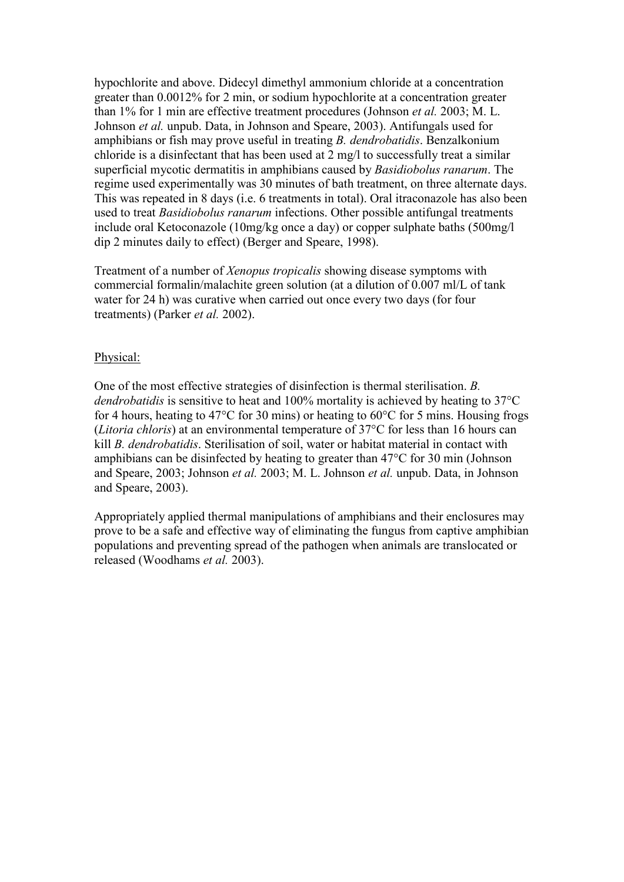hypochlorite and above. Didecyl dimethyl ammonium chloride at a concentration greater than 0.0012% for 2 min, or sodium hypochlorite at a concentration greater than 1% for 1 min are effective treatment procedures (Johnson *et al.* 2003; M. L. Johnson *et al.* unpub. Data, in Johnson and Speare, 2003). Antifungals used for amphibians or fish may prove useful in treating *B. dendrobatidis*. Benzalkonium chloride is a disinfectant that has been used at 2 mg/l to successfully treat a similar superficial mycotic dermatitis in amphibians caused by *Basidiobolus ranarum*. The regime used experimentally was 30 minutes of bath treatment, on three alternate days. This was repeated in 8 days (i.e. 6 treatments in total). Oral itraconazole has also been used to treat *Basidiobolus ranarum* infections. Other possible antifungal treatments include oral Ketoconazole (10mg/kg once a day) or copper sulphate baths (500mg/l dip 2 minutes daily to effect) (Berger and Speare, 1998).

Treatment of a number of *Xenopus tropicalis* showing disease symptoms with commercial formalin/malachite green solution (at a dilution of 0.007 ml/L of tank water for 24 h) was curative when carried out once every two days (for four treatments) (Parker *et al.* 2002).

Physical:

One of the most effective strategies of disinfection is thermal sterilisation. *B. dendrobatidis* is sensitive to heat and 100% mortality is achieved by heating to 37°C for 4 hours, heating to 47°C for 30 mins) or heating to 60°C for 5 mins. Housing frogs (*Litoria chloris*) at an environmental temperature of 37°C for less than 16 hours can kill *B. dendrobatidis*. Sterilisation of soil, water or habitat material in contact with amphibians can be disinfected by heating to greater than 47°C for 30 min (Johnson and Speare, 2003; Johnson *et al.* 2003; M. L. Johnson *et al.* unpub. Data, in Johnson and Speare, 2003).

Appropriately applied thermal manipulations of amphibians and their enclosures may prove to be a safe and effective way of eliminating the fungus from captive amphibian populations and preventing spread of the pathogen when animals are translocated or released (Woodhams *et al.* 2003).